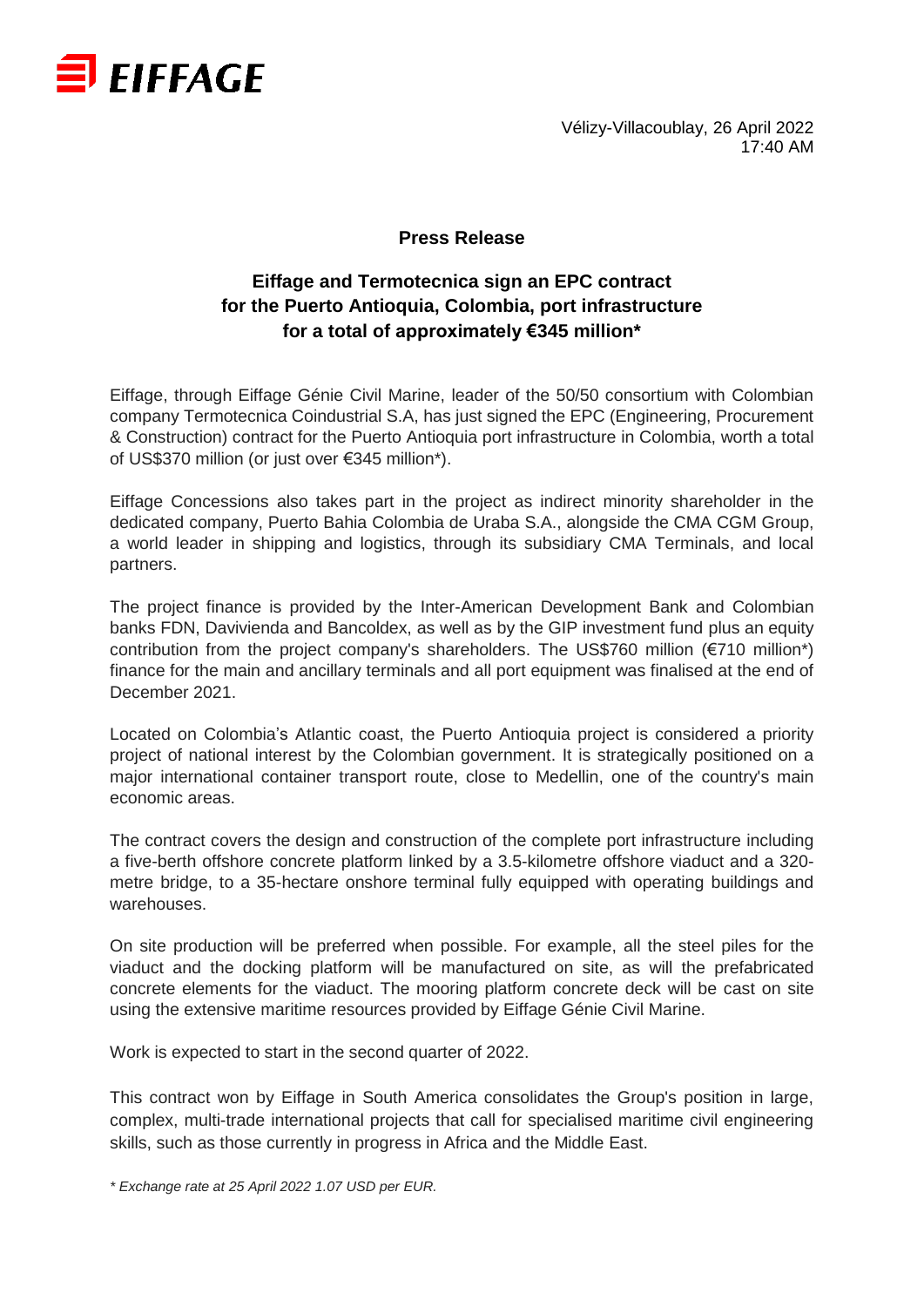EIFFAGE

Vélizy-Villacoublay, 26 April 2022
17:40 AM

**Press Release**

## Eiffage and Termotecnica sign an EPC contract for the Puerto Antioquia, Colombia, port infrastructure for a total of approximately €345 million*

Eiffage, through Eiffage Génie Civil Marine, leader of the 50/50 consortium with Colombian company Termotecnica Coindustrial S.A, has just signed the EPC (Engineering, Procurement & Construction) contract for the Puerto Antioquia port infrastructure in Colombia, worth a total of US$370 million (or just over €345 million*).

Eiffage Concessions also takes part in the project as indirect minority shareholder in the dedicated company, Puerto Bahia Colombia de Uraba S.A., alongside the CMA CGM Group, a world leader in shipping and logistics, through its subsidiary CMA Terminals, and local partners.

The project finance is provided by the Inter-American Development Bank and Colombian banks FDN, Davivienda and Bancoldex, as well as by the GIP investment fund plus an equity contribution from the project company's shareholders. The US$760 million (€710 million*) finance for the main and ancillary terminals and all port equipment was finalised at the end of December 2021.

Located on Colombia's Atlantic coast, the Puerto Antioquia project is considered a priority project of national interest by the Colombian government. It is strategically positioned on a major international container transport route, close to Medellin, one of the country's main economic areas.

The contract covers the design and construction of the complete port infrastructure including a five-berth offshore concrete platform linked by a 3.5-kilometre offshore viaduct and a 320-metre bridge, to a 35-hectare onshore terminal fully equipped with operating buildings and warehouses.

On site production will be preferred when possible. For example, all the steel piles for the viaduct and the docking platform will be manufactured on site, as will the prefabricated concrete elements for the viaduct. The mooring platform concrete deck will be cast on site using the extensive maritime resources provided by Eiffage Génie Civil Marine.

Work is expected to start in the second quarter of 2022.

This contract won by Eiffage in South America consolidates the Group's position in large, complex, multi-trade international projects that call for specialised maritime civil engineering skills, such as those currently in progress in Africa and the Middle East.

*\* Exchange rate at 25 April 2022 1.07 USD per EUR.*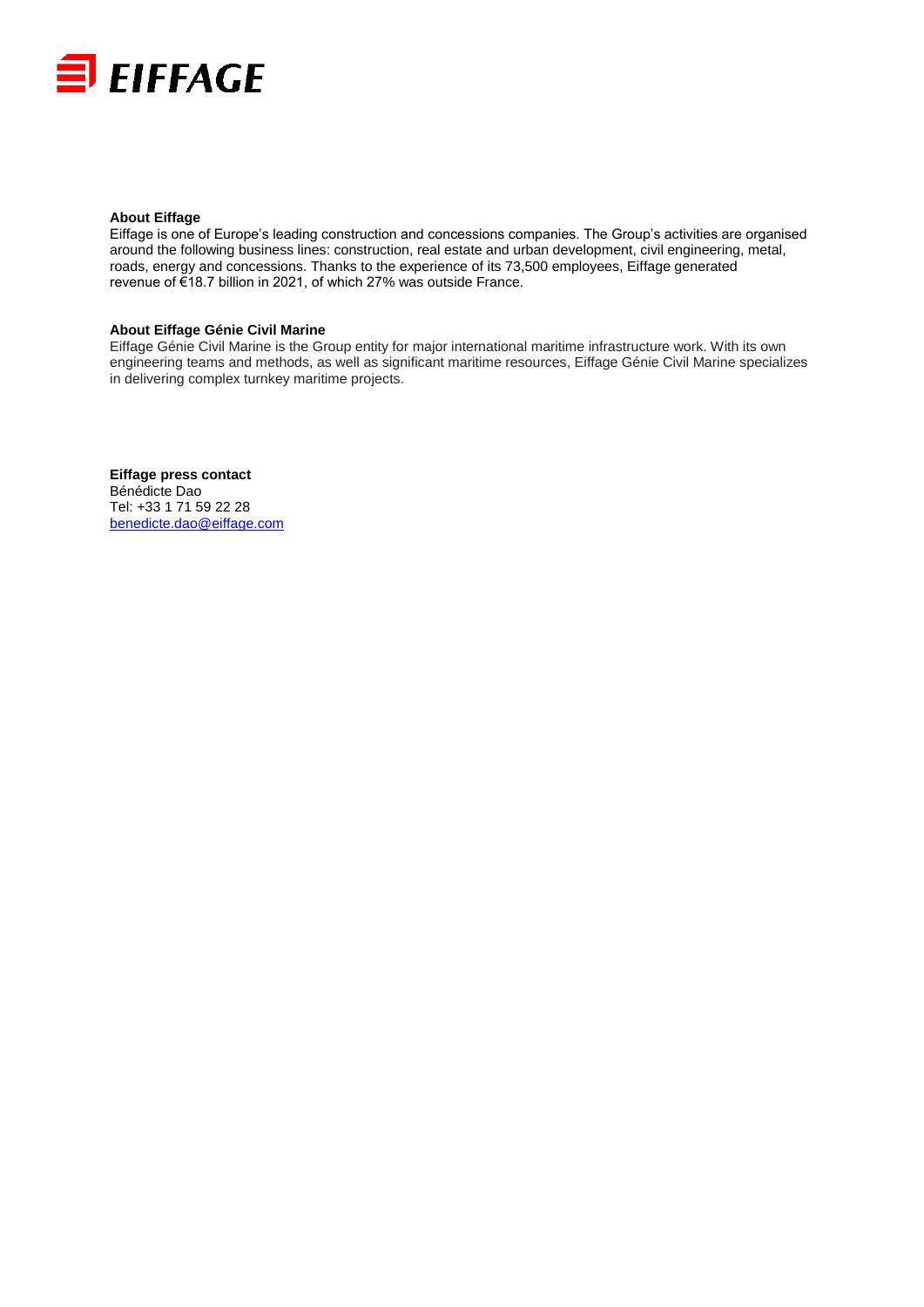**About Eiffage**
Eiffage is one of Europe's leading construction and concessions companies. The Group's activities are organised around the following business lines: construction, real estate and urban development, civil engineering, metal, roads, energy and concessions. Thanks to the experience of its 73,500 employees, Eiffage generated revenue of €18.7 billion in 2021, of which 27% was outside France.

**About Eiffage Génie Civil Marine**
Eiffage Génie Civil Marine is the Group entity for major international maritime infrastructure work. With its own engineering teams and methods, as well as significant maritime resources, Eiffage Génie Civil Marine specializes in delivering complex turnkey maritime projects.

**Eiffage press contact**
Bénédicte Dao
Tel: +33 1 71 59 22 28
benedicte.dao@eiffage.com